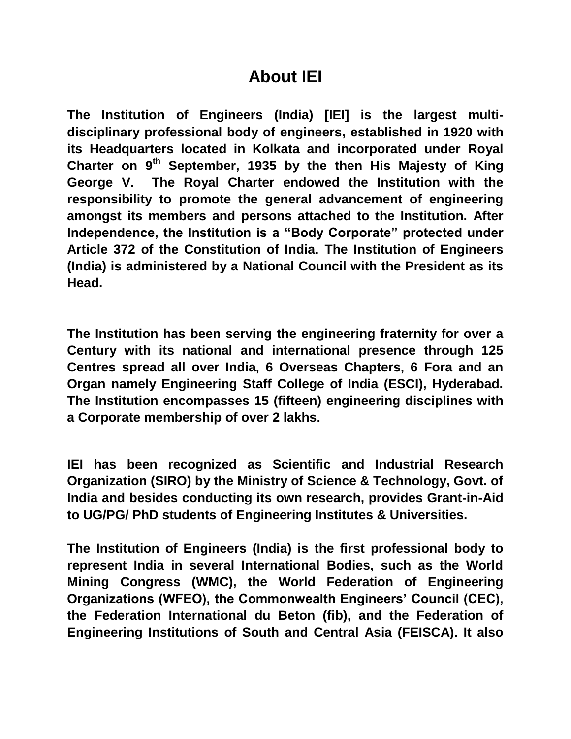# About IEI

**The Institution of Engineers (India) [IEI] is the largest multi-disciplinary professional body of engineers, established in 1920 with its Headquarters located in Kolkata and incorporated under Royal Charter on 9th September, 1935 by the then His Majesty of King George V. The Royal Charter endowed the Institution with the responsibility to promote the general advancement of engineering amongst its members and persons attached to the Institution. After Independence, the Institution is a "Body Corporate" protected under Article 372 of the Constitution of India. The Institution of Engineers (India) is administered by a National Council with the President as its Head.**

**The Institution has been serving the engineering fraternity for over a Century with its national and international presence through 125 Centres spread all over India, 6 Overseas Chapters, 6 Fora and an Organ namely Engineering Staff College of India (ESCI), Hyderabad. The Institution encompasses 15 (fifteen) engineering disciplines with a Corporate membership of over 2 lakhs.**

**IEI has been recognized as Scientific and Industrial Research Organization (SIRO) by the Ministry of Science & Technology, Govt. of India and besides conducting its own research, provides Grant-in-Aid to UG/PG/ PhD students of Engineering Institutes & Universities.**

**The Institution of Engineers (India) is the first professional body to represent India in several International Bodies, such as the World Mining Congress (WMC), the World Federation of Engineering Organizations (WFEO), the Commonwealth Engineers' Council (CEC), the Federation International du Beton (fib), and the Federation of Engineering Institutions of South and Central Asia (FEISCA). It also**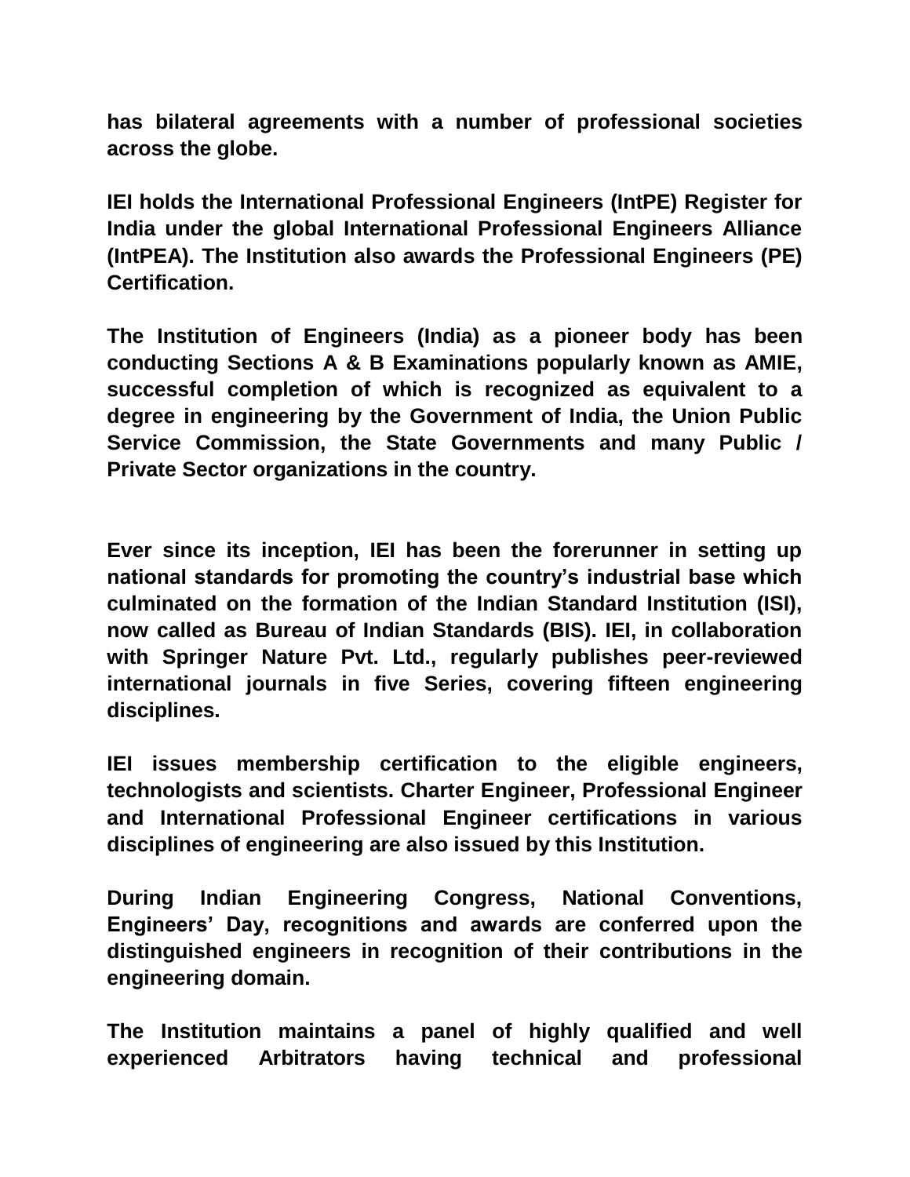**has bilateral agreements with a number of professional societies across the globe.**

**IEI holds the International Professional Engineers (IntPE) Register for India under the global International Professional Engineers Alliance (IntPEA). The Institution also awards the Professional Engineers (PE) Certification.**

**The Institution of Engineers (India) as a pioneer body has been conducting Sections A & B Examinations popularly known as AMIE, successful completion of which is recognized as equivalent to a degree in engineering by the Government of India, the Union Public Service Commission, the State Governments and many Public / Private Sector organizations in the country.**

**Ever since its inception, IEI has been the forerunner in setting up national standards for promoting the country's industrial base which culminated on the formation of the Indian Standard Institution (ISI), now called as Bureau of Indian Standards (BIS). IEI, in collaboration with Springer Nature Pvt. Ltd., regularly publishes peer-reviewed international journals in five Series, covering fifteen engineering disciplines.**

**IEI issues membership certification to the eligible engineers, technologists and scientists. Charter Engineer, Professional Engineer and International Professional Engineer certifications in various disciplines of engineering are also issued by this Institution.**

**During Indian Engineering Congress, National Conventions, Engineers' Day, recognitions and awards are conferred upon the distinguished engineers in recognition of their contributions in the engineering domain.**

**The Institution maintains a panel of highly qualified and well experienced Arbitrators having technical and professional**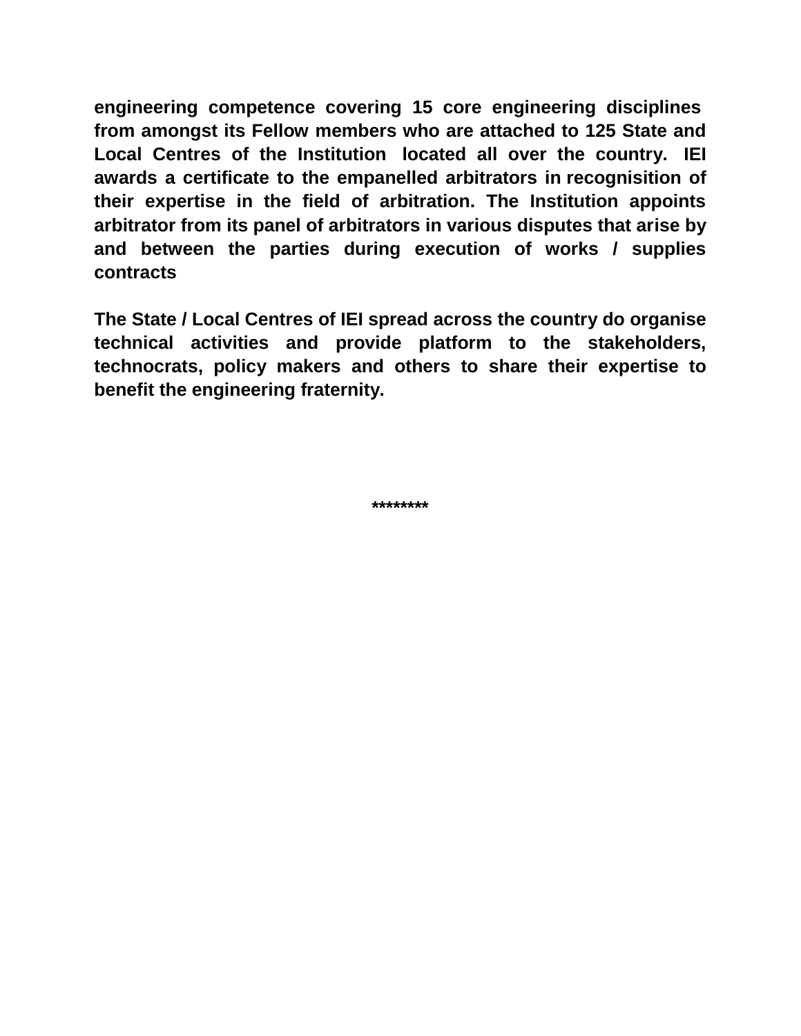**engineering competence covering 15 core engineering disciplines from amongst its Fellow members who are attached to 125 State and Local Centres of the Institution located all over the country. IEI awards a certificate to the empanelled arbitrators in recognisition of their expertise in the field of arbitration. The Institution appoints arbitrator from its panel of arbitrators in various disputes that arise by and between the parties during execution of works / supplies contracts**

**The State / Local Centres of IEI spread across the country do organise technical activities and provide platform to the stakeholders, technocrats, policy makers and others to share their expertise to benefit the engineering fraternity.**

********